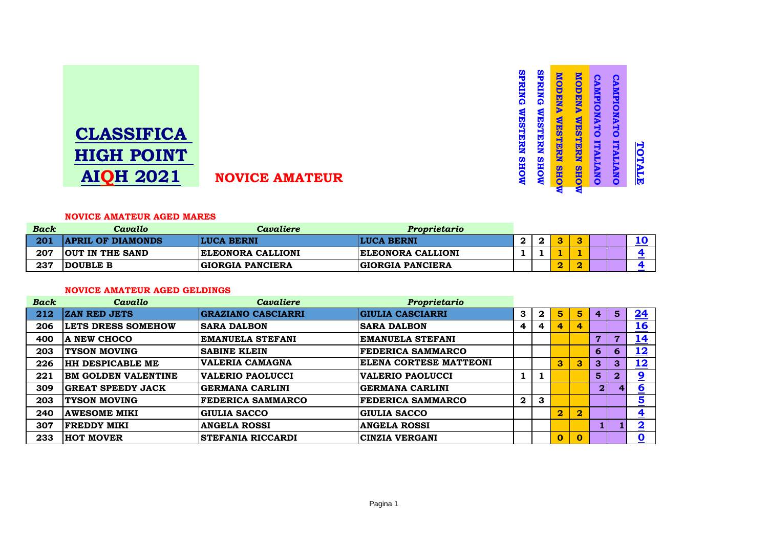# CLASSIFICA HIGH POINT AIQH 2021

## NOVICE AMATEUR

### NOVICE AMATEUR AGED MARES

| Back | Cavallo | Cavaliere | Proprietario | SPRING WESTERN SHOW | SPRING WESTERN SHOW | MODENA WESTERN SHOW | MODENA WESTERN SHOW | CAMPIONATO ITALIANO | CAMPIONATO ITALIANO | TOTALE |
|---|---|---|---|---|---|---|---|---|---|---|
| 201 | APRIL OF DIAMONDS | LUCA BERNI | LUCA BERNI | 2 | 2 | 3 | 3 | | | 10 |
| 207 | OUT IN THE SAND | ELEONORA CALLIONI | ELEONORA CALLIONI | 1 | 1 | 1 | 1 | | | 4 |
| 237 | DOUBLE B | GIORGIA PANCIERA | GIORGIA PANCIERA | | | 2 | 2 | | | 4 |

### NOVICE AMATEUR AGED GELDINGS

| Back | Cavallo | Cavaliere | Proprietario | SPRING WESTERN SHOW | SPRING WESTERN SHOW | MODENA WESTERN SHOW | MODENA WESTERN SHOW | CAMPIONATO ITALIANO | CAMPIONATO ITALIANO | TOTALE |
|---|---|---|---|---|---|---|---|---|---|---|
| 212 | ZAN RED JETS | GRAZIANO CASCIARRI | GIULIA CASCIARRI | 3 | 2 | 5 | 5 | 4 | 5 | 24 |
| 206 | LETS DRESS SOMEHOW | SARA DALBON | SARA DALBON | 4 | 4 | 4 | 4 | | | 16 |
| 400 | A NEW CHOCO | EMANUELA STEFANI | EMANUELA STEFANI | | | | | 7 | 7 | 14 |
| 203 | TYSON MOVING | SABINE KLEIN | FEDERICA SAMMARCO | | | | | 6 | 6 | 12 |
| 226 | HH DESPICABLE ME | VALERIA CAMAGNA | ELENA CORTESE MATTEONI | | | 3 | 3 | 3 | 3 | 12 |
| 221 | BM GOLDEN VALENTINE | VALERIO PAOLUCCI | VALERIO PAOLUCCI | 1 | 1 | | | 5 | 2 | 9 |
| 309 | GREAT SPEEDY JACK | GERMANA CARLINI | GERMANA CARLINI | | | | | 2 | 4 | 6 |
| 203 | TYSON MOVING | FEDERICA SAMMARCO | FEDERICA SAMMARCO | 2 | 3 | | | | | 5 |
| 240 | AWESOME MIKI | GIULIA SACCO | GIULIA SACCO | | | 2 | 2 | | | 4 |
| 307 | FREDDY MIKI | ANGELA ROSSI | ANGELA ROSSI | | | | | 1 | 1 | 2 |
| 233 | HOT MOVER | STEFANIA RICCARDI | CINZIA VERGANI | | | 0 | 0 | | | 0 |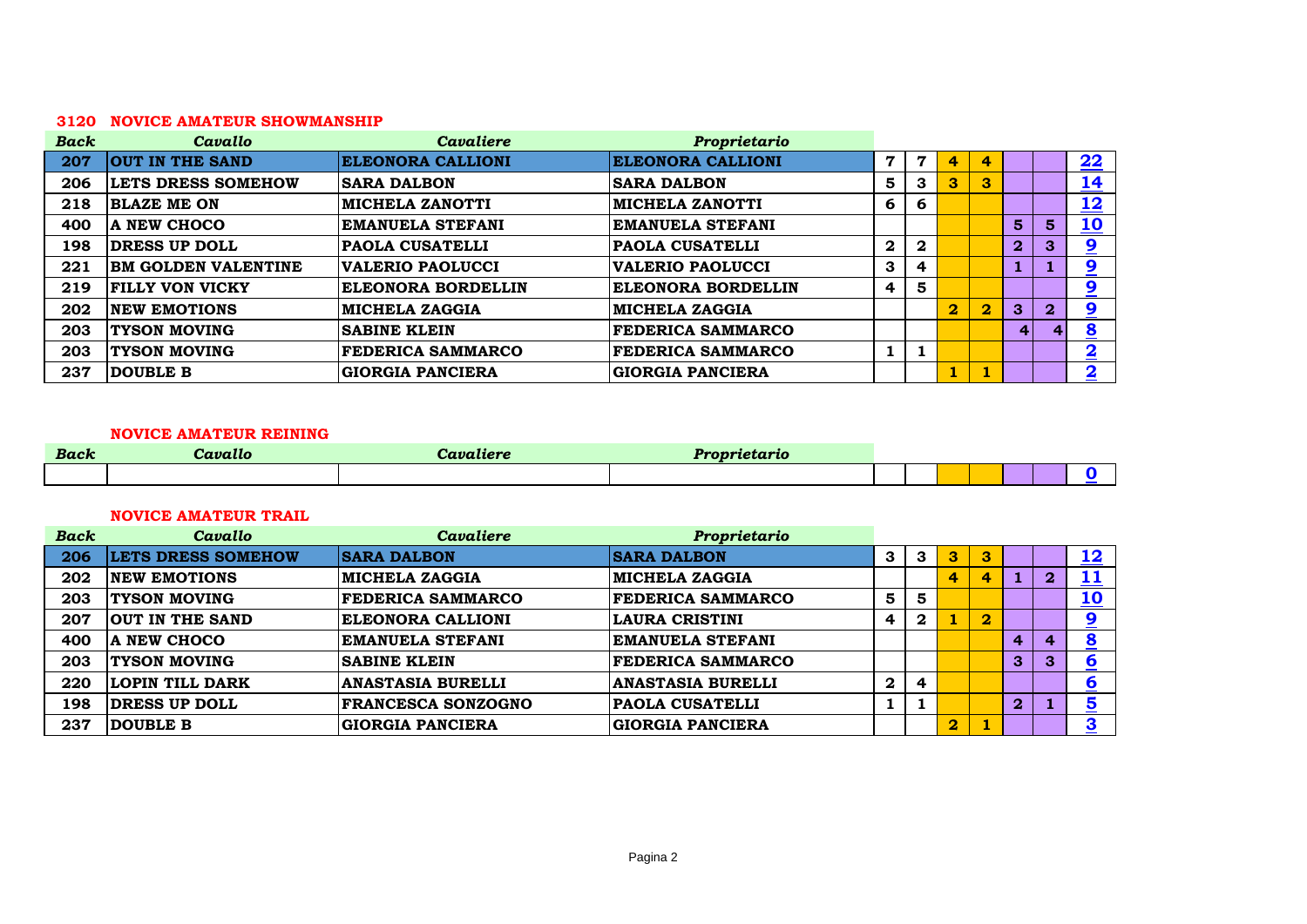### 3120 NOVICE AMATEUR SHOWMANSHIP

| Back | Cavallo | Cavaliere | Proprietario | | | | | | | |
|---|---|---|---|---|---|---|---|---|---|---|
| 207 | OUT IN THE SAND | ELEONORA CALLIONI | ELEONORA CALLIONI | 7 | 7 | 4 | 4 | | | 22 |
| 206 | LETS DRESS SOMEHOW | SARA DALBON | SARA DALBON | 5 | 3 | 3 | 3 | | | 14 |
| 218 | BLAZE ME ON | MICHELA ZANOTTI | MICHELA ZANOTTI | 6 | 6 | | | | | 12 |
| 400 | A NEW CHOCO | EMANUELA STEFANI | EMANUELA STEFANI | | | | | 5 | 5 | 10 |
| 198 | DRESS UP DOLL | PAOLA CUSATELLI | PAOLA CUSATELLI | 2 | 2 | | | 2 | 3 | 9 |
| 221 | BM GOLDEN VALENTINE | VALERIO PAOLUCCI | VALERIO PAOLUCCI | 3 | 4 | | | 1 | 1 | 9 |
| 219 | FILLY VON VICKY | ELEONORA BORDELLIN | ELEONORA BORDELLIN | 4 | 5 | | | | | 9 |
| 202 | NEW EMOTIONS | MICHELA ZAGGIA | MICHELA ZAGGIA | | | 2 | 2 | 3 | 2 | 9 |
| 203 | TYSON MOVING | SABINE KLEIN | FEDERICA SAMMARCO | | | | | 4 | 4 | 8 |
| 203 | TYSON MOVING | FEDERICA SAMMARCO | FEDERICA SAMMARCO | 1 | 1 | | | | | 2 |
| 237 | DOUBLE B | GIORGIA PANCIERA | GIORGIA PANCIERA | | | 1 | 1 | | | 2 |

### NOVICE AMATEUR REINING

| Back | Cavallo | Cavaliere | Proprietario | | | | | | | |
|---|---|---|---|---|---|---|---|---|---|---|
| | | | | | | | | | | 0 |

### NOVICE AMATEUR TRAIL

| Back | Cavallo | Cavaliere | Proprietario | | | | | | | |
|---|---|---|---|---|---|---|---|---|---|---|
| 206 | LETS DRESS SOMEHOW | SARA DALBON | SARA DALBON | 3 | 3 | 3 | 3 | | | 12 |
| 202 | NEW EMOTIONS | MICHELA ZAGGIA | MICHELA ZAGGIA | | | 4 | 4 | 1 | 2 | 11 |
| 203 | TYSON MOVING | FEDERICA SAMMARCO | FEDERICA SAMMARCO | 5 | 5 | | | | | 10 |
| 207 | OUT IN THE SAND | ELEONORA CALLIONI | LAURA CRISTINI | 4 | 2 | 1 | 2 | | | 9 |
| 400 | A NEW CHOCO | EMANUELA STEFANI | EMANUELA STEFANI | | | | | 4 | 4 | 8 |
| 203 | TYSON MOVING | SABINE KLEIN | FEDERICA SAMMARCO | | | | | 3 | 3 | 6 |
| 220 | LOPIN TILL DARK | ANASTASIA BURELLI | ANASTASIA BURELLI | 2 | 4 | | | | | 6 |
| 198 | DRESS UP DOLL | FRANCESCA SONZOGNO | PAOLA CUSATELLI | 1 | 1 | | | 2 | 1 | 5 |
| 237 | DOUBLE B | GIORGIA PANCIERA | GIORGIA PANCIERA | | | 2 | 1 | | | 3 |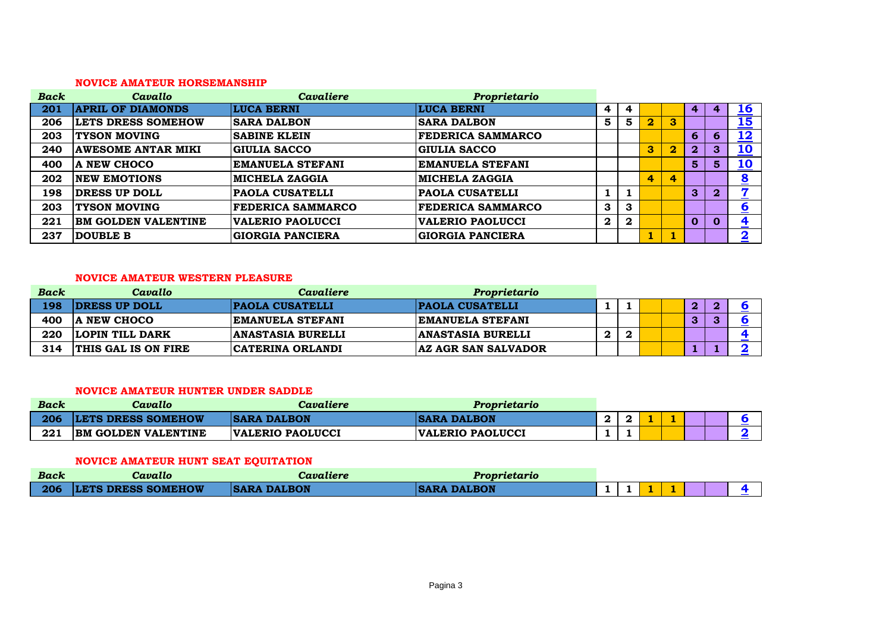### NOVICE AMATEUR HORSEMANSHIP

| *Back* | *Cavallo* | *Cavaliere* | *Proprietario* | | | | | | | |
|---|---|---|---|---|---|---|---|---|---|---|
| 201 | APRIL OF DIAMONDS | LUCA BERNI | LUCA BERNI | 4 | 4 | | | 4 | 4 | 16 |
| 206 | LETS DRESS SOMEHOW | SARA DALBON | SARA DALBON | 5 | 5 | 2 | 3 | | | 15 |
| 203 | TYSON MOVING | SABINE KLEIN | FEDERICA SAMMARCO | | | | | 6 | 6 | 12 |
| 240 | AWESOME ANTAR MIKI | GIULIA SACCO | GIULIA SACCO | | | 3 | 2 | 2 | 3 | 10 |
| 400 | A NEW CHOCO | EMANUELA STEFANI | EMANUELA STEFANI | | | | | 5 | 5 | 10 |
| 202 | NEW EMOTIONS | MICHELA ZAGGIA | MICHELA ZAGGIA | | | 4 | 4 | | | 8 |
| 198 | DRESS UP DOLL | PAOLA CUSATELLI | PAOLA CUSATELLI | 1 | 1 | | | 3 | 2 | 7 |
| 203 | TYSON MOVING | FEDERICA SAMMARCO | FEDERICA SAMMARCO | 3 | 3 | | | | | 6 |
| 221 | BM GOLDEN VALENTINE | VALERIO PAOLUCCI | VALERIO PAOLUCCI | 2 | 2 | | | 0 | 0 | 4 |
| 237 | DOUBLE B | GIORGIA PANCIERA | GIORGIA PANCIERA | | | 1 | 1 | | | 2 |

### NOVICE AMATEUR WESTERN PLEASURE

| *Back* | *Cavallo* | *Cavaliere* | *Proprietario* | | | | | | | |
|---|---|---|---|---|---|---|---|---|---|---|
| 198 | DRESS UP DOLL | PAOLA CUSATELLI | PAOLA CUSATELLI | 1 | 1 | | | 2 | 2 | 6 |
| 400 | A NEW CHOCO | EMANUELA STEFANI | EMANUELA STEFANI | | | | | 3 | 3 | 6 |
| 220 | LOPIN TILL DARK | ANASTASIA BURELLI | ANASTASIA BURELLI | 2 | 2 | | | | | 4 |
| 314 | THIS GAL IS ON FIRE | CATERINA ORLANDI | AZ AGR SAN SALVADOR | | | | | 1 | 1 | 2 |

### NOVICE AMATEUR HUNTER UNDER SADDLE

| *Back* | *Cavallo* | *Cavaliere* | *Proprietario* | | | | | | | |
|---|---|---|---|---|---|---|---|---|---|---|
| 206 | LETS DRESS SOMEHOW | SARA DALBON | SARA DALBON | 2 | 2 | 1 | 1 | | | 6 |
| 221 | BM GOLDEN VALENTINE | VALERIO PAOLUCCI | VALERIO PAOLUCCI | 1 | 1 | | | | | 2 |

### NOVICE AMATEUR HUNT SEAT EQUITATION

| *Back* | *Cavallo* | *Cavaliere* | *Proprietario* | | | | | | | |
|---|---|---|---|---|---|---|---|---|---|---|
| 206 | LETS DRESS SOMEHOW | SARA DALBON | SARA DALBON | 1 | 1 | 1 | 1 | | | 4 |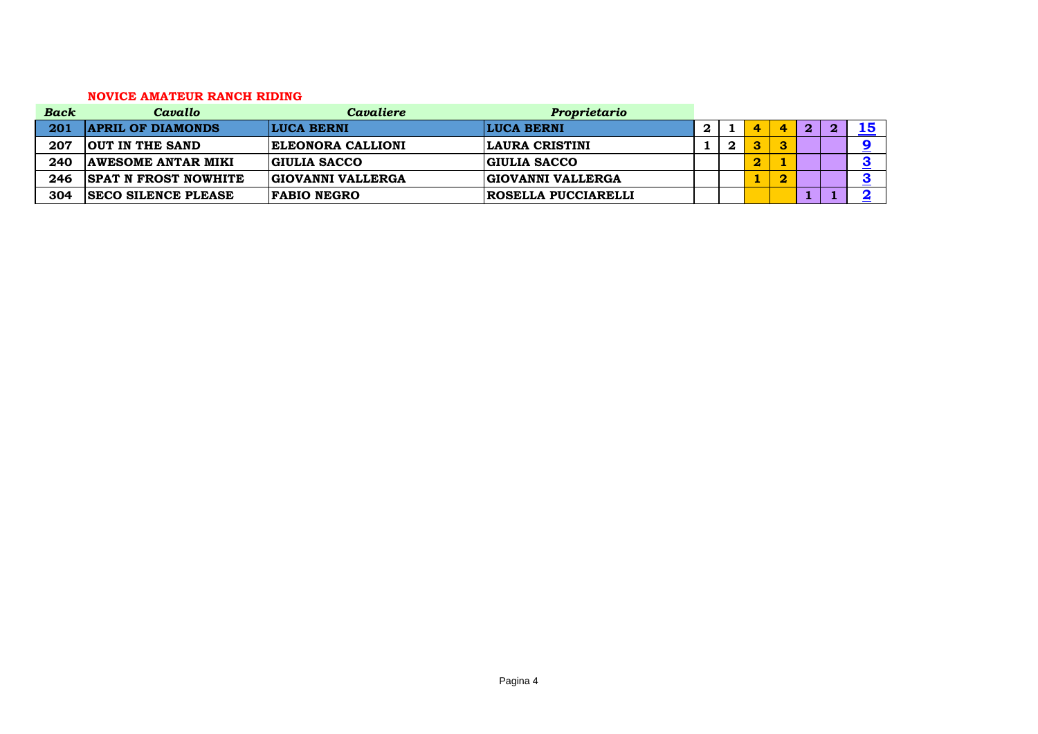**NOVICE AMATEUR RANCH RIDING**

| *Back* | *Cavallo* | *Cavaliere* | *Proprietario* | | | | | | | |
|---|---|---|---|---|---|---|---|---|---|---|
| 201 | APRIL OF DIAMONDS | LUCA BERNI | LUCA BERNI | 2 | 1 | 4 | 4 | 2 | 2 | 15 |
| 207 | OUT IN THE SAND | ELEONORA CALLIONI | LAURA CRISTINI | 1 | 2 | 3 | 3 | | | 9 |
| 240 | AWESOME ANTAR MIKI | GIULIA SACCO | GIULIA SACCO | | | 2 | 1 | | | 3 |
| 246 | SPAT N FROST NOWHITE | GIOVANNI VALLERGA | GIOVANNI VALLERGA | | | 1 | 2 | | | 3 |
| 304 | SECO SILENCE PLEASE | FABIO NEGRO | ROSELLA PUCCIARELLI | | | | | 1 | 1 | 2 |